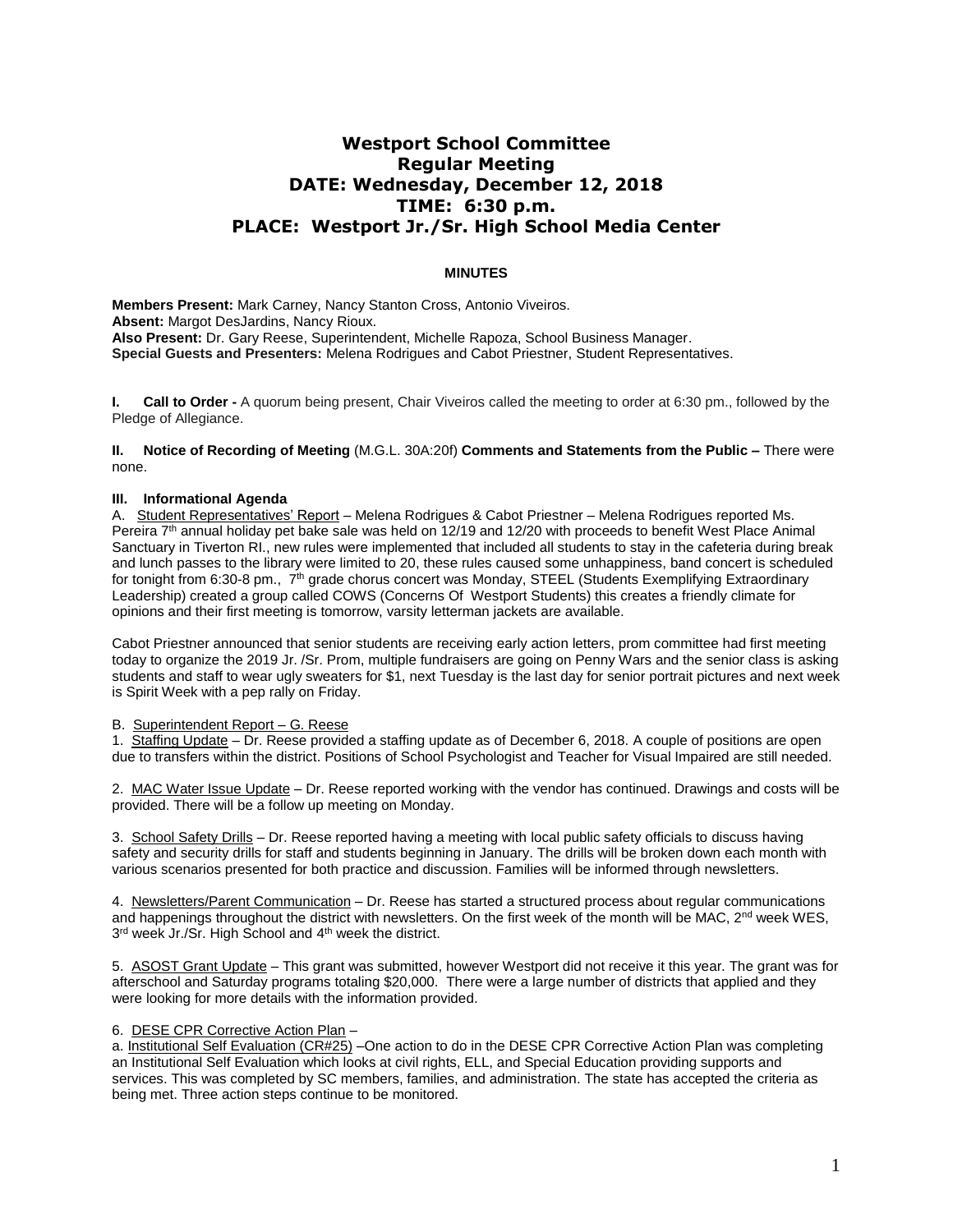# Westport School Committee
## Regular Meeting
## DATE: Wednesday, December 12, 2018
## TIME: 6:30 p.m.
## PLACE: Westport Jr./Sr. High School Media Center

**MINUTES**

**Members Present:** Mark Carney, Nancy Stanton Cross, Antonio Viveiros.
**Absent:** Margot DesJardins, Nancy Rioux.
**Also Present:** Dr. Gary Reese, Superintendent, Michelle Rapoza, School Business Manager.
**Special Guests and Presenters:** Melena Rodrigues and Cabot Priestner, Student Representatives.

**I. Call to Order -** A quorum being present, Chair Viveiros called the meeting to order at 6:30 pm., followed by the Pledge of Allegiance.

**II. Notice of Recording of Meeting** (M.G.L. 30A:20f) **Comments and Statements from the Public –** There were none.

**III. Informational Agenda**

A. Student Representatives' Report – Melena Rodrigues & Cabot Priestner – Melena Rodrigues reported Ms. Pereira 7th annual holiday pet bake sale was held on 12/19 and 12/20 with proceeds to benefit West Place Animal Sanctuary in Tiverton RI., new rules were implemented that included all students to stay in the cafeteria during break and lunch passes to the library were limited to 20, these rules caused some unhappiness, band concert is scheduled for tonight from 6:30-8 pm., 7th grade chorus concert was Monday, STEEL (Students Exemplifying Extraordinary Leadership) created a group called COWS (Concerns Of Westport Students) this creates a friendly climate for opinions and their first meeting is tomorrow, varsity letterman jackets are available.

Cabot Priestner announced that senior students are receiving early action letters, prom committee had first meeting today to organize the 2019 Jr. /Sr. Prom, multiple fundraisers are going on Penny Wars and the senior class is asking students and staff to wear ugly sweaters for $1, next Tuesday is the last day for senior portrait pictures and next week is Spirit Week with a pep rally on Friday.

B. Superintendent Report – G. Reese

1. Staffing Update – Dr. Reese provided a staffing update as of December 6, 2018. A couple of positions are open due to transfers within the district. Positions of School Psychologist and Teacher for Visual Impaired are still needed.

2. MAC Water Issue Update – Dr. Reese reported working with the vendor has continued. Drawings and costs will be provided. There will be a follow up meeting on Monday.

3. School Safety Drills – Dr. Reese reported having a meeting with local public safety officials to discuss having safety and security drills for staff and students beginning in January. The drills will be broken down each month with various scenarios presented for both practice and discussion. Families will be informed through newsletters.

4. Newsletters/Parent Communication – Dr. Reese has started a structured process about regular communications and happenings throughout the district with newsletters. On the first week of the month will be MAC, 2nd week WES, 3rd week Jr./Sr. High School and 4th week the district.

5. ASOST Grant Update – This grant was submitted, however Westport did not receive it this year. The grant was for afterschool and Saturday programs totaling $20,000. There were a large number of districts that applied and they were looking for more details with the information provided.

6. DESE CPR Corrective Action Plan –

a. Institutional Self Evaluation (CR#25) –One action to do in the DESE CPR Corrective Action Plan was completing an Institutional Self Evaluation which looks at civil rights, ELL, and Special Education providing supports and services. This was completed by SC members, families, and administration. The state has accepted the criteria as being met. Three action steps continue to be monitored.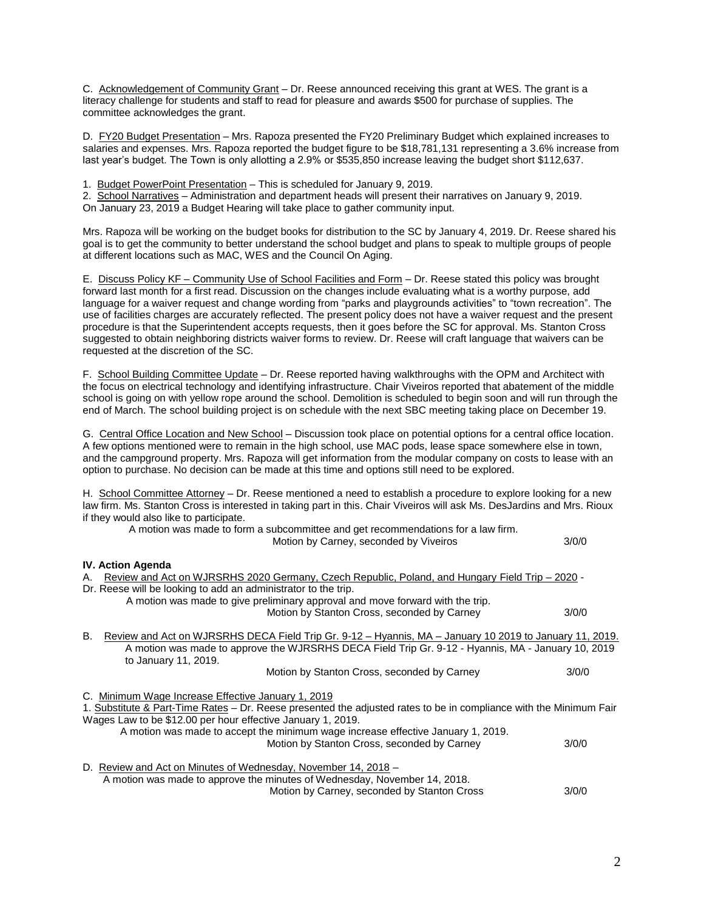C. <u>Acknowledgement of Community Grant</u> – Dr. Reese announced receiving this grant at WES. The grant is a literacy challenge for students and staff to read for pleasure and awards $500 for purchase of supplies. The committee acknowledges the grant.

D. <u>FY20 Budget Presentation</u> – Mrs. Rapoza presented the FY20 Preliminary Budget which explained increases to salaries and expenses. Mrs. Rapoza reported the budget figure to be $18,781,131 representing a 3.6% increase from last year's budget. The Town is only allotting a 2.9% or $535,850 increase leaving the budget short $112,637.

1. <u>Budget PowerPoint Presentation</u> – This is scheduled for January 9, 2019.
2. <u>School Narratives</u> – Administration and department heads will present their narratives on January 9, 2019.

On January 23, 2019 a Budget Hearing will take place to gather community input.

Mrs. Rapoza will be working on the budget books for distribution to the SC by January 4, 2019. Dr. Reese shared his goal is to get the community to better understand the school budget and plans to speak to multiple groups of people at different locations such as MAC, WES and the Council On Aging.

E. <u>Discuss Policy KF – Community Use of School Facilities and Form</u> – Dr. Reese stated this policy was brought forward last month for a first read. Discussion on the changes include evaluating what is a worthy purpose, add language for a waiver request and change wording from "parks and playgrounds activities" to "town recreation". The use of facilities charges are accurately reflected. The present policy does not have a waiver request and the present procedure is that the Superintendent accepts requests, then it goes before the SC for approval. Ms. Stanton Cross suggested to obtain neighboring districts waiver forms to review. Dr. Reese will craft language that waivers can be requested at the discretion of the SC.

F. <u>School Building Committee Update</u> – Dr. Reese reported having walkthroughs with the OPM and Architect with the focus on electrical technology and identifying infrastructure. Chair Viveiros reported that abatement of the middle school is going on with yellow rope around the school. Demolition is scheduled to begin soon and will run through the end of March. The school building project is on schedule with the next SBC meeting taking place on December 19.

G. <u>Central Office Location and New School</u> – Discussion took place on potential options for a central office location. A few options mentioned were to remain in the high school, use MAC pods, lease space somewhere else in town, and the campground property. Mrs. Rapoza will get information from the modular company on costs to lease with an option to purchase. No decision can be made at this time and options still need to be explored.

H. <u>School Committee Attorney</u> – Dr. Reese mentioned a need to establish a procedure to explore looking for a new law firm. Ms. Stanton Cross is interested in taking part in this. Chair Viveiros will ask Ms. DesJardins and Mrs. Rioux if they would also like to participate.

A motion was made to form a subcommittee and get recommendations for a law firm.
Motion by Carney, seconded by Viveiros 3/0/0

**IV. Action Agenda**

A. <u>Review and Act on WJRSRHS 2020 Germany, Czech Republic, Poland, and Hungary Field Trip – 2020</u> - Dr. Reese will be looking to add an administrator to the trip.

A motion was made to give preliminary approval and move forward with the trip.
Motion by Stanton Cross, seconded by Carney 3/0/0

B. <u>Review and Act on WJRSRHS DECA Field Trip Gr. 9-12 – Hyannis, MA – January 10 2019 to January 11, 2019.</u>

A motion was made to approve the WJRSRHS DECA Field Trip Gr. 9-12 - Hyannis, MA - January 10, 2019 to January 11, 2019.
Motion by Stanton Cross, seconded by Carney 3/0/0

C. <u>Minimum Wage Increase Effective January 1, 2019</u>

1. <u>Substitute & Part-Time Rates</u> – Dr. Reese presented the adjusted rates to be in compliance with the Minimum Fair Wages Law to be $12.00 per hour effective January 1, 2019.

A motion was made to accept the minimum wage increase effective January 1, 2019.
Motion by Stanton Cross, seconded by Carney 3/0/0

D. <u>Review and Act on Minutes of Wednesday, November 14, 2018</u> –

A motion was made to approve the minutes of Wednesday, November 14, 2018.
Motion by Carney, seconded by Stanton Cross 3/0/0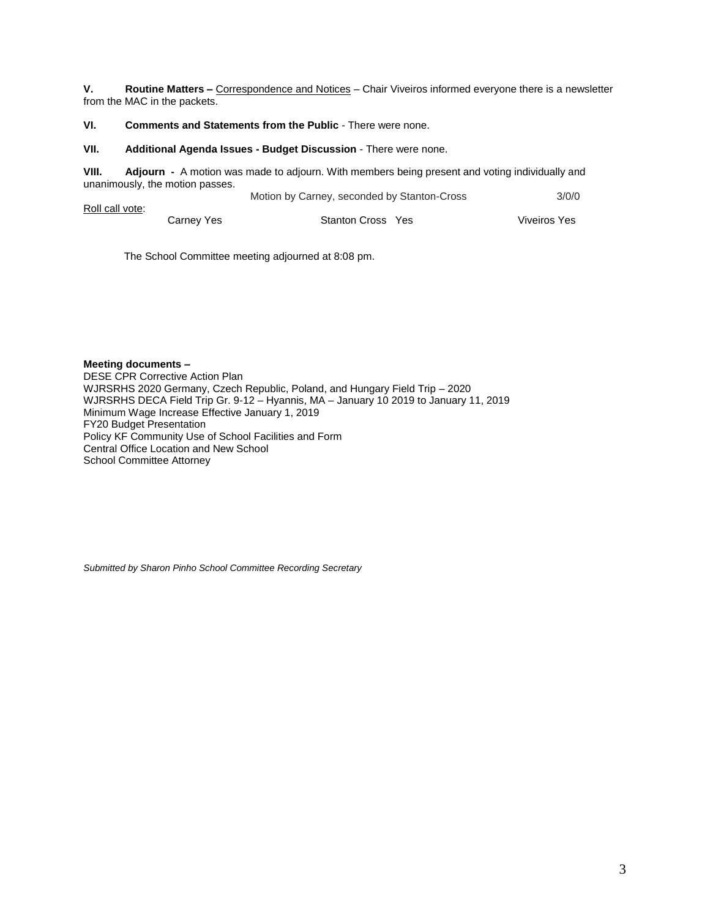**V. Routine Matters –** Correspondence and Notices – Chair Viveiros informed everyone there is a newsletter from the MAC in the packets.

**VI. Comments and Statements from the Public** - There were none.

**VII. Additional Agenda Issues - Budget Discussion** - There were none.

**VIII. Adjourn -** A motion was made to adjourn. With members being present and voting individually and unanimously, the motion passes.

Motion by Carney, seconded by Stanton-Cross 3/0/0

Roll call vote:

Carney Yes Stanton Cross Yes Viveiros Yes

The School Committee meeting adjourned at 8:08 pm.

**Meeting documents –**

DESE CPR Corrective Action Plan
WJRSRHS 2020 Germany, Czech Republic, Poland, and Hungary Field Trip – 2020
WJRSRHS DECA Field Trip Gr. 9-12 – Hyannis, MA – January 10 2019 to January 11, 2019
Minimum Wage Increase Effective January 1, 2019
FY20 Budget Presentation
Policy KF Community Use of School Facilities and Form
Central Office Location and New School
School Committee Attorney

*Submitted by Sharon Pinho School Committee Recording Secretary*